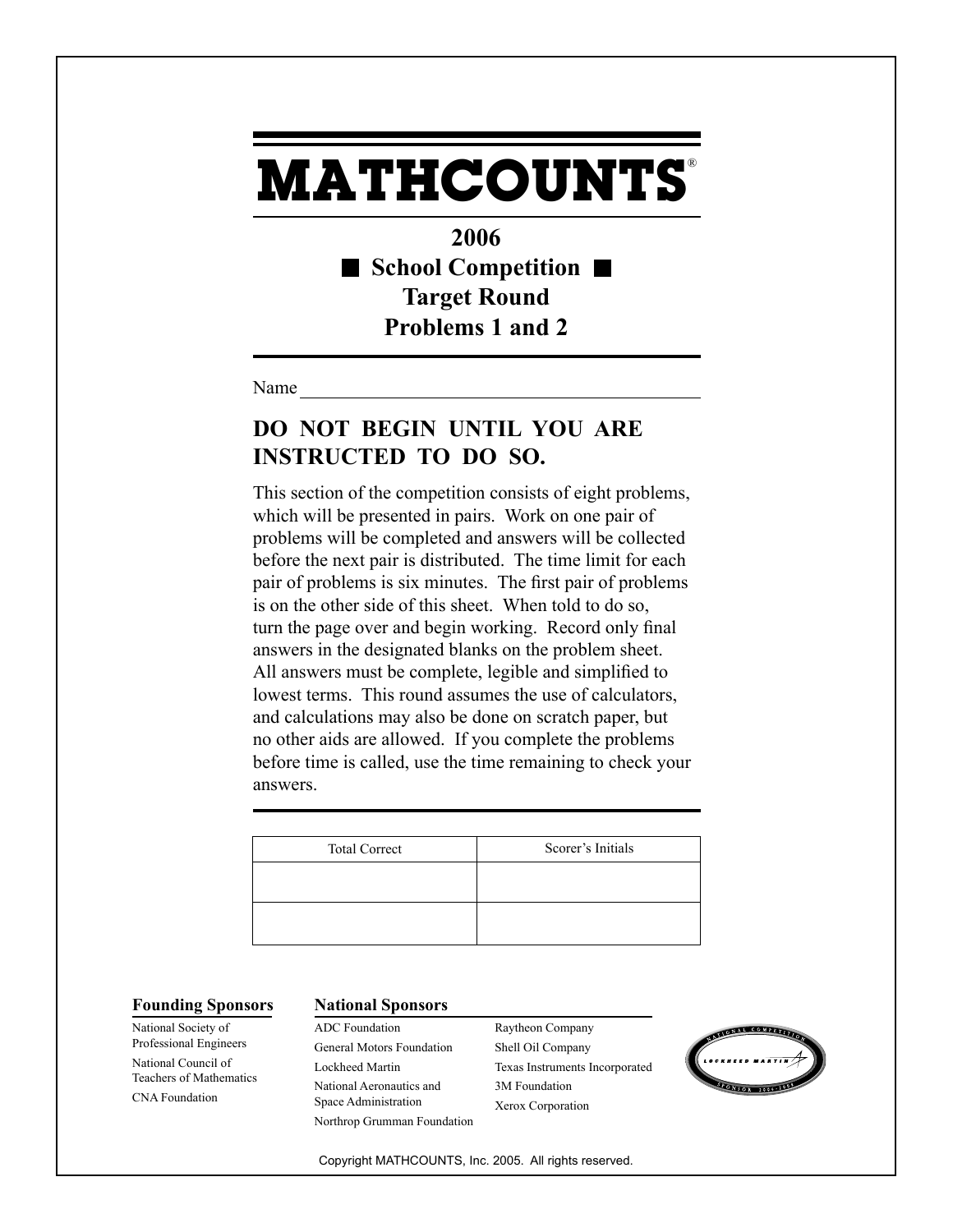# MATHCOUNTS®

## 2006
## ■ School Competition ■
## Target Round
## Problems 1 and 2

Name ______________________________

**DO NOT BEGIN UNTIL YOU ARE INSTRUCTED TO DO SO.**

This section of the competition consists of eight problems, which will be presented in pairs. Work on one pair of problems will be completed and answers will be collected before the next pair is distributed. The time limit for each pair of problems is six minutes. The first pair of problems is on the other side of this sheet. When told to do so, turn the page over and begin working. Record only final answers in the designated blanks on the problem sheet. All answers must be complete, legible and simplified to lowest terms. This round assumes the use of calculators, and calculations may also be done on scratch paper, but no other aids are allowed. If you complete the problems before time is called, use the time remaining to check your answers.

| Total Correct | Scorer's Initials |
| --- | --- |
| | |
| | |

**Founding Sponsors**

National Society of Professional Engineers
National Council of Teachers of Mathematics
CNA Foundation

**National Sponsors**

ADC Foundation
General Motors Foundation
Lockheed Martin
National Aeronautics and Space Administration
Northrop Grumman Foundation
Raytheon Company
Shell Oil Company
Texas Instruments Incorporated
3M Foundation
Xerox Corporation

Copyright MATHCOUNTS, Inc. 2005. All rights reserved.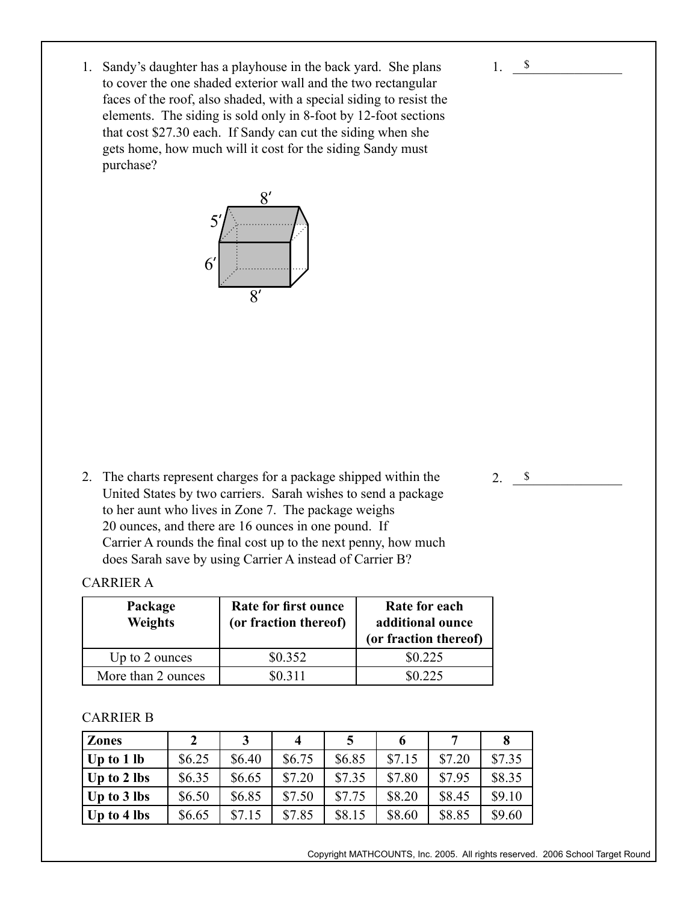1. Sandy's daughter has a playhouse in the back yard. She plans to cover the one shaded exterior wall and the two rectangular faces of the roof, also shaded, with a special siding to resist the elements. The siding is sold only in 8-foot by 12-foot sections that cost $27.30 each. If Sandy can cut the siding when she gets home, how much will it cost for the siding Sandy must purchase?

1. $ _______________

2. The charts represent charges for a package shipped within the United States by two carriers. Sarah wishes to send a package to her aunt who lives in Zone 7. The package weighs 20 ounces, and there are 16 ounces in one pound. If Carrier A rounds the final cost up to the next penny, how much does Sarah save by using Carrier A instead of Carrier B?

2. $ _______________

CARRIER A

| Package Weights | Rate for first ounce (or fraction thereof) | Rate for each additional ounce (or fraction thereof) |
|---|---|---|
| Up to 2 ounces | $0.352 | $0.225 |
| More than 2 ounces | $0.311 | $0.225 |

CARRIER B

| Zones | 2 | 3 | 4 | 5 | 6 | 7 | 8 |
|---|---|---|---|---|---|---|---|
| **Up to 1 lb** | $6.25 | $6.40 | $6.75 | $6.85 | $7.15 | $7.20 | $7.35 |
| **Up to 2 lbs** | $6.35 | $6.65 | $7.20 | $7.35 | $7.80 | $7.95 | $8.35 |
| **Up to 3 lbs** | $6.50 | $6.85 | $7.50 | $7.75 | $8.20 | $8.45 | $9.10 |
| **Up to 4 lbs** | $6.65 | $7.15 | $7.85 | $8.15 | $8.60 | $8.85 | $9.60 |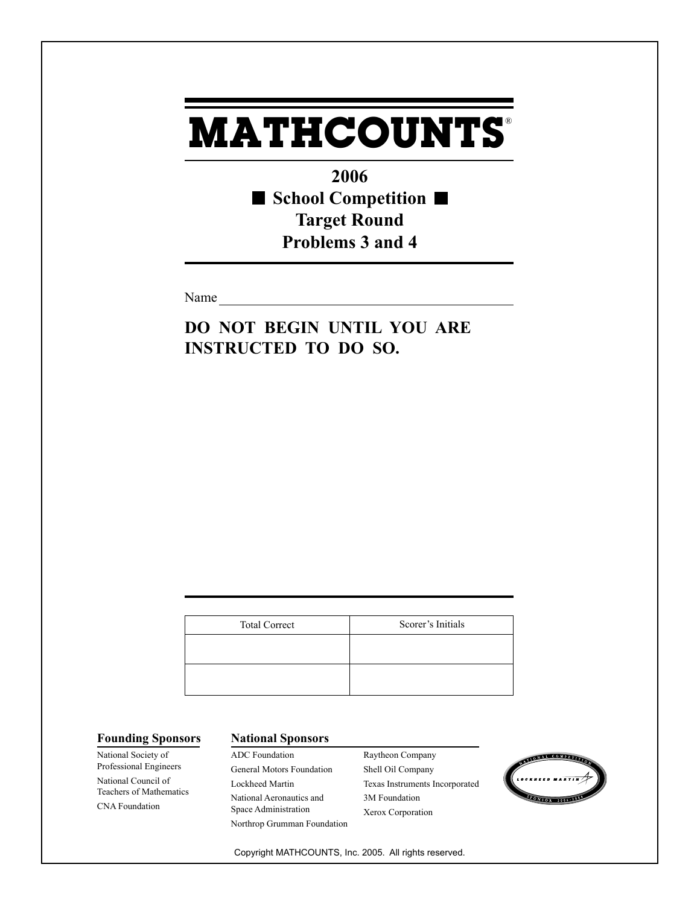# MATHCOUNTS®

## 2006
## ■ School Competition ■
## Target Round
## Problems 3 and 4

Name ____________________________________________

**DO NOT BEGIN UNTIL YOU ARE INSTRUCTED TO DO SO.**

| Total Correct | Scorer's Initials |
|---|---|
| | |
| | |

**Founding Sponsors**

National Society of Professional Engineers
National Council of Teachers of Mathematics
CNA Foundation

**National Sponsors**

ADC Foundation
General Motors Foundation
Lockheed Martin
National Aeronautics and Space Administration
Northrop Grumman Foundation
Raytheon Company
Shell Oil Company
Texas Instruments Incorporated
3M Foundation
Xerox Corporation

Copyright MATHCOUNTS, Inc. 2005. All rights reserved.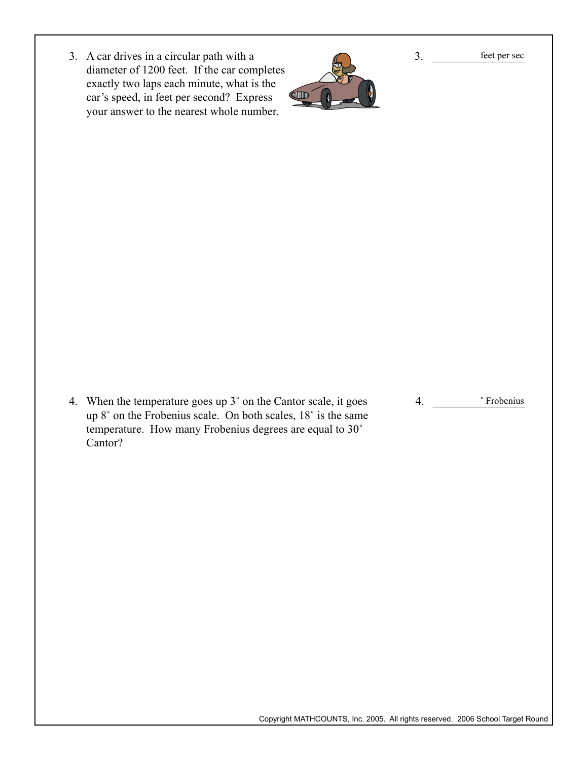3. A car drives in a circular path with a diameter of 1200 feet. If the car completes exactly two laps each minute, what is the car's speed, in feet per second? Express your answer to the nearest whole number.

3. __________ feet per sec

4. When the temperature goes up 3˚ on the Cantor scale, it goes up 8˚ on the Frobenius scale. On both scales, 18˚ is the same temperature. How many Frobenius degrees are equal to 30˚ Cantor?

4. __________ ˚ Frobenius

Copyright MATHCOUNTS, Inc. 2005. All rights reserved. 2006 School Target Round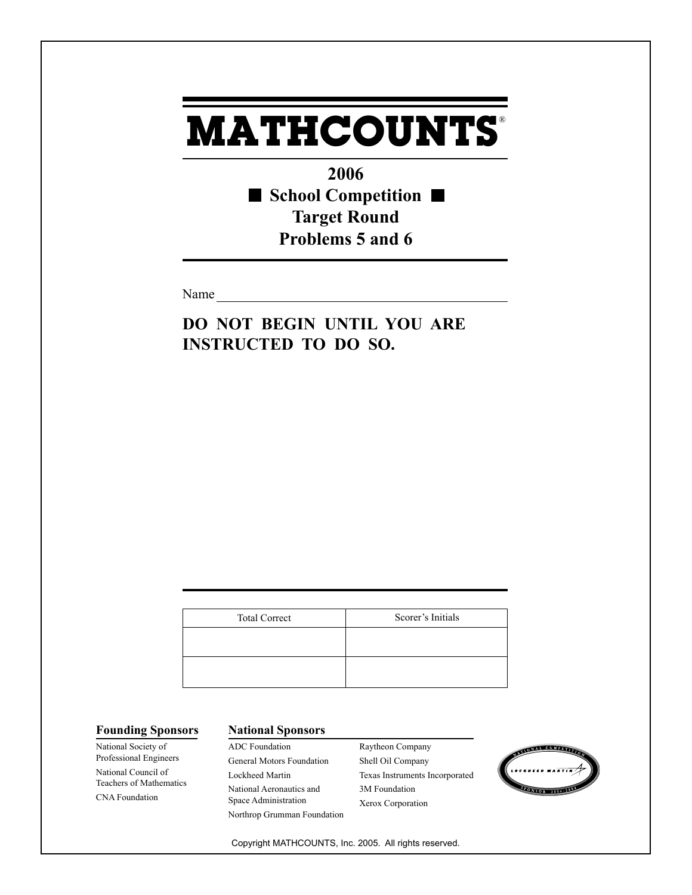# MATHCOUNTS®

## 2006
## ■ School Competition ■
## Target Round
## Problems 5 and 6

Name ___________________________________________

**DO NOT BEGIN UNTIL YOU ARE INSTRUCTED TO DO SO.**

| Total Correct | Scorer's Initials |
| --- | --- |
| | |
| | |

**Founding Sponsors**

National Society of Professional Engineers
National Council of Teachers of Mathematics
CNA Foundation

**National Sponsors**

ADC Foundation
General Motors Foundation
Lockheed Martin
National Aeronautics and Space Administration
Northrop Grumman Foundation
Raytheon Company
Shell Oil Company
Texas Instruments Incorporated
3M Foundation
Xerox Corporation

Copyright MATHCOUNTS, Inc. 2005. All rights reserved.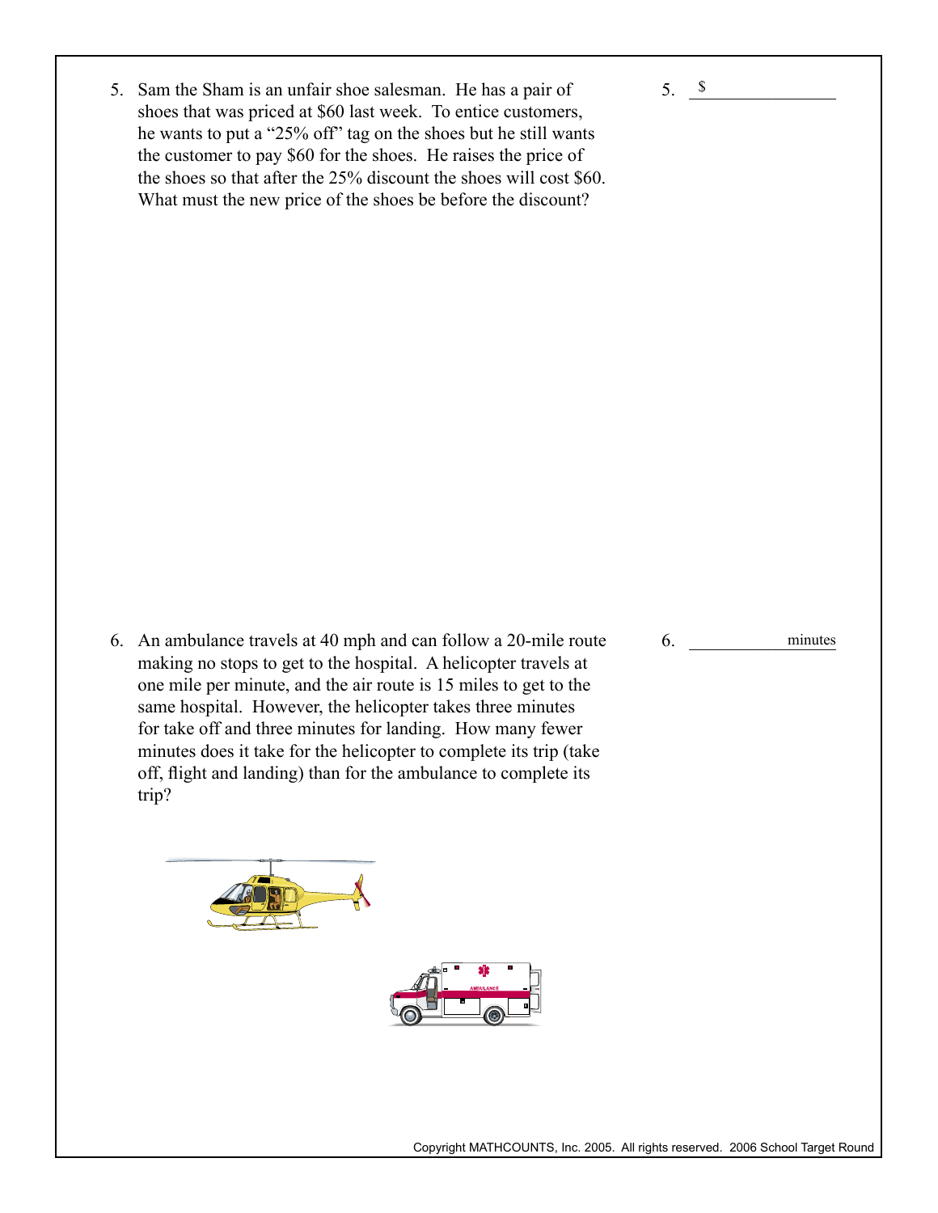5. Sam the Sham is an unfair shoe salesman. He has a pair of shoes that was priced at $60 last week. To entice customers, he wants to put a "25% off" tag on the shoes but he still wants the customer to pay $60 for the shoes. He raises the price of the shoes so that after the 25% discount the shoes will cost $60. What must the new price of the shoes be before the discount?

5. $ ______________

6. An ambulance travels at 40 mph and can follow a 20-mile route making no stops to get to the hospital. A helicopter travels at one mile per minute, and the air route is 15 miles to get to the same hospital. However, the helicopter takes three minutes for take off and three minutes for landing. How many fewer minutes does it take for the helicopter to complete its trip (take off, flight and landing) than for the ambulance to complete its trip?

6. ______________ minutes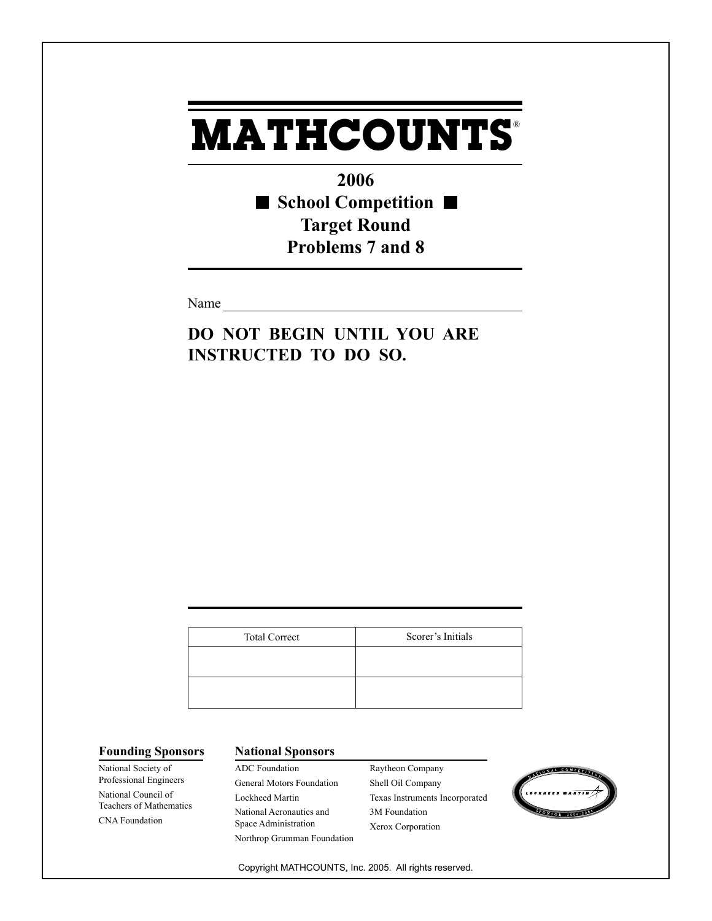# MATHCOUNTS®

## 2006
## School Competition
## Target Round
## Problems 7 and 8

Name ____________________________________________

**DO NOT BEGIN UNTIL YOU ARE INSTRUCTED TO DO SO.**

| Total Correct | Scorer's Initials |
|---|---|
| | |
| | |

**Founding Sponsors**

National Society of Professional Engineers
National Council of Teachers of Mathematics
CNA Foundation

**National Sponsors**

ADC Foundation
General Motors Foundation
Lockheed Martin
National Aeronautics and Space Administration
Northrop Grumman Foundation
Raytheon Company
Shell Oil Company
Texas Instruments Incorporated
3M Foundation
Xerox Corporation

Copyright MATHCOUNTS, Inc. 2005. All rights reserved.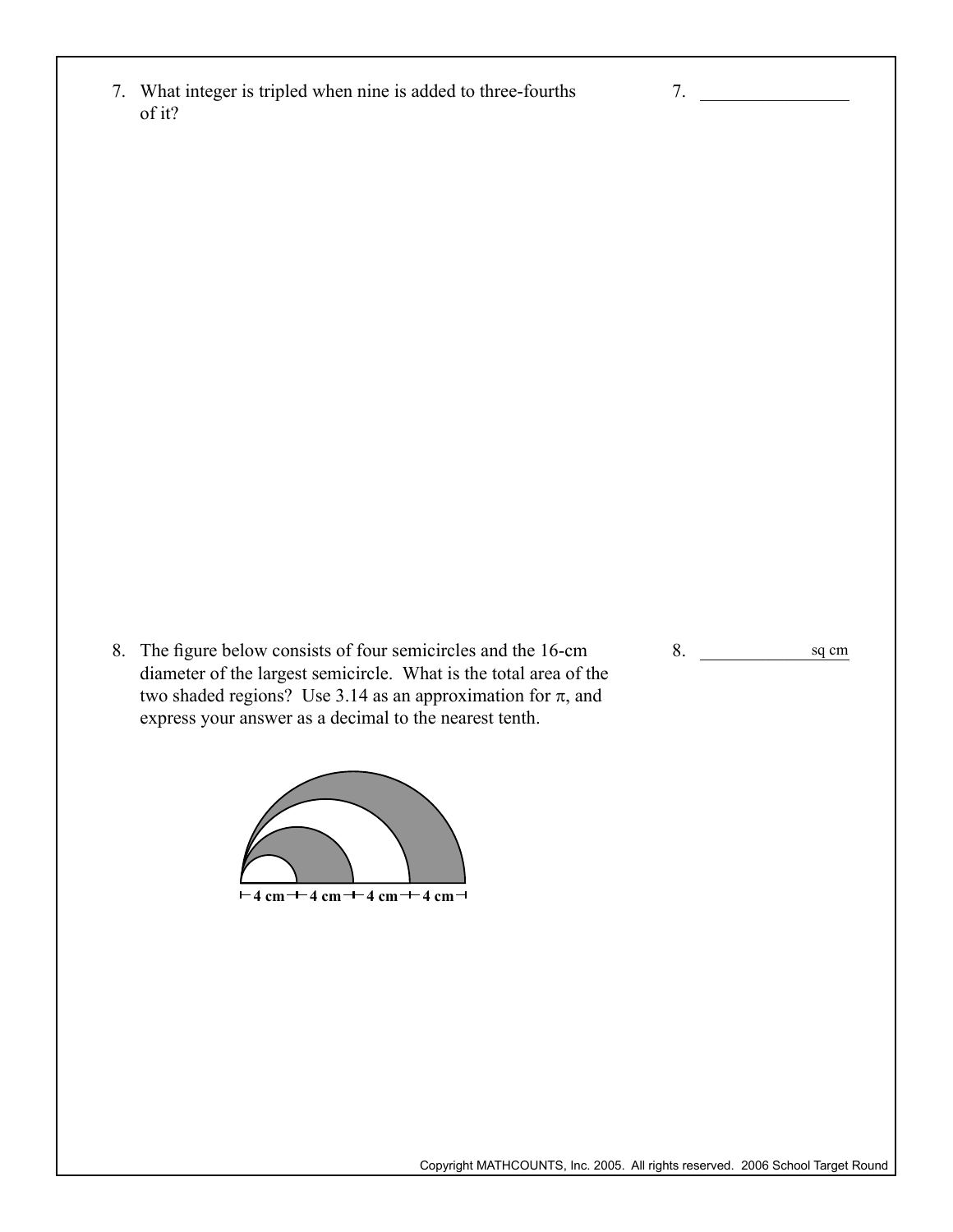7. What integer is tripled when nine is added to three-fourths of it?

7. ________________

8. The figure below consists of four semicircles and the 16-cm diameter of the largest semicircle. What is the total area of the two shaded regions? Use 3.14 as an approximation for $\pi$, and express your answer as a decimal to the nearest tenth.

8. ____________ sq cm

4 cm 4 cm 4 cm 4 cm